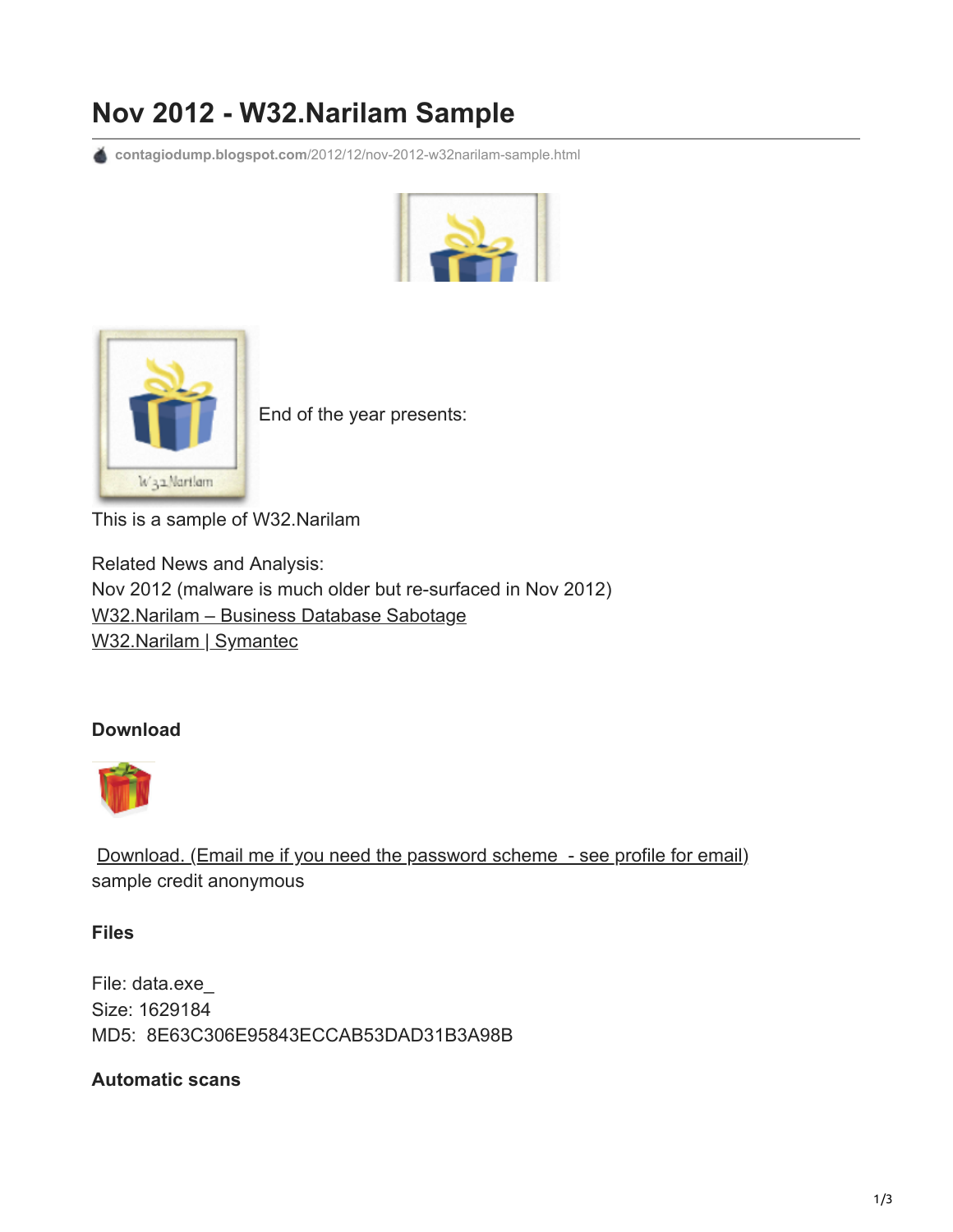# Nov 2012 - W32.Narilam Sample

contagiodump.blogspot.com/2012/12/nov-2012-w32narilam-sample.html

End of the year presents:

This is a sample of W32.Narilam

Related News and Analysis:
Nov 2012 (malware is much older but re-surfaced in Nov 2012)
W32.Narilam – Business Database Sabotage
W32.Narilam | Symantec

### Download

Download. (Email me if you need the password scheme - see profile for email)
sample credit anonymous

### Files

File: data.exe_
Size: 1629184
MD5: 8E63C306E95843ECCAB53DAD31B3A98B

### Automatic scans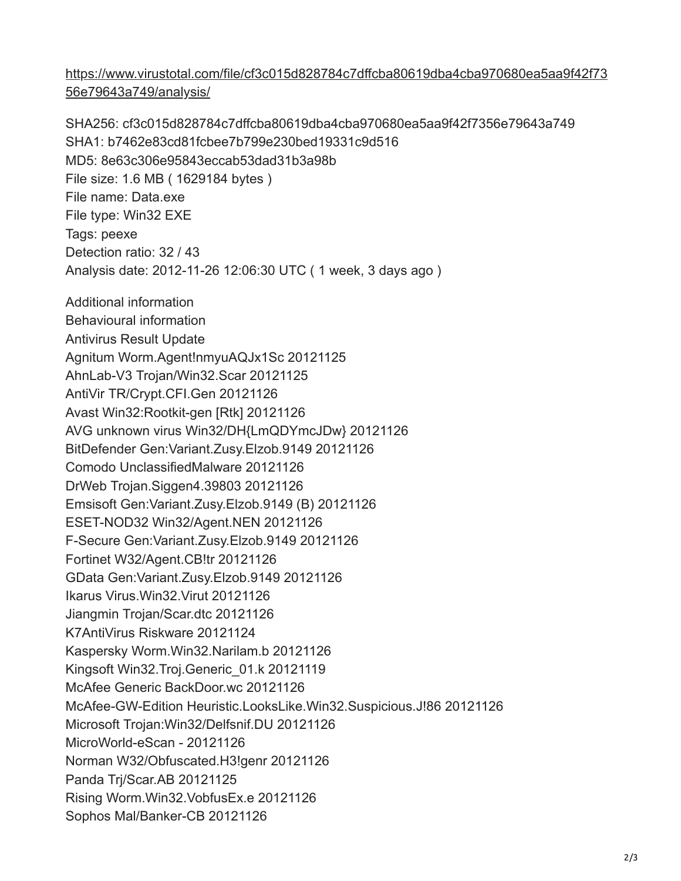[https://www.virustotal.com/file/cf3c015d828784c7dffcba80619dba4cba970680ea5aa9f42f7356e79643a749/analysis/](https://www.virustotal.com/file/cf3c015d828784c7dffcba80619dba4cba970680ea5aa9f42f7356e79643a749/analysis/)

SHA256: cf3c015d828784c7dffcba80619dba4cba970680ea5aa9f42f7356e79643a749
SHA1: b7462e83cd81fcbee7b799e230bed19331c9d516
MD5: 8e63c306e95843eccab53dad31b3a98b
File size: 1.6 MB ( 1629184 bytes )
File name: Data.exe
File type: Win32 EXE
Tags: peexe
Detection ratio: 32 / 43
Analysis date: 2012-11-26 12:06:30 UTC ( 1 week, 3 days ago )

Additional information
Behavioural information
Antivirus Result Update
Agnitum Worm.Agent!nmyuAQJx1Sc 20121125
AhnLab-V3 Trojan/Win32.Scar 20121125
AntiVir TR/Crypt.CFI.Gen 20121126
Avast Win32:Rootkit-gen [Rtk] 20121126
AVG unknown virus Win32/DH{LmQDYmcJDw} 20121126
BitDefender Gen:Variant.Zusy.Elzob.9149 20121126
Comodo UnclassifiedMalware 20121126
DrWeb Trojan.Siggen4.39803 20121126
Emsisoft Gen:Variant.Zusy.Elzob.9149 (B) 20121126
ESET-NOD32 Win32/Agent.NEN 20121126
F-Secure Gen:Variant.Zusy.Elzob.9149 20121126
Fortinet W32/Agent.CB!tr 20121126
GData Gen:Variant.Zusy.Elzob.9149 20121126
Ikarus Virus.Win32.Virut 20121126
Jiangmin Trojan/Scar.dtc 20121126
K7AntiVirus Riskware 20121124
Kaspersky Worm.Win32.Narilam.b 20121126
Kingsoft Win32.Troj.Generic_01.k 20121119
McAfee Generic BackDoor.wc 20121126
McAfee-GW-Edition Heuristic.LooksLike.Win32.Suspicious.J!86 20121126
Microsoft Trojan:Win32/Delfsnif.DU 20121126
MicroWorld-eScan - 20121126
Norman W32/Obfuscated.H3!genr 20121126
Panda Trj/Scar.AB 20121125
Rising Worm.Win32.VobfusEx.e 20121126
Sophos Mal/Banker-CB 20121126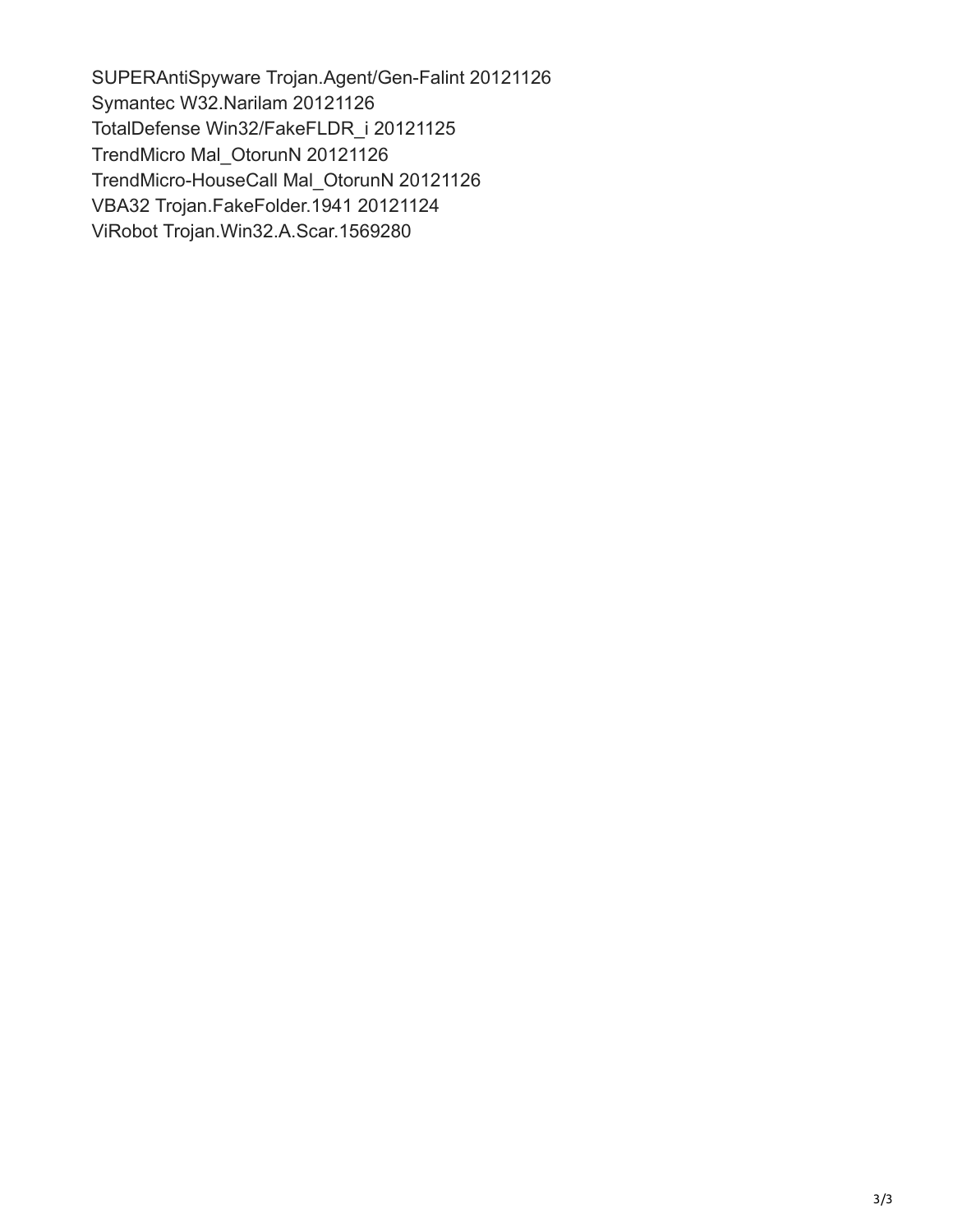SUPERAntiSpyware Trojan.Agent/Gen-Falint 20121126
Symantec W32.Narilam 20121126
TotalDefense Win32/FakeFLDR_i 20121125
TrendMicro Mal_OtorunN 20121126
TrendMicro-HouseCall Mal_OtorunN 20121126
VBA32 Trojan.FakeFolder.1941 20121124
ViRobot Trojan.Win32.A.Scar.1569280